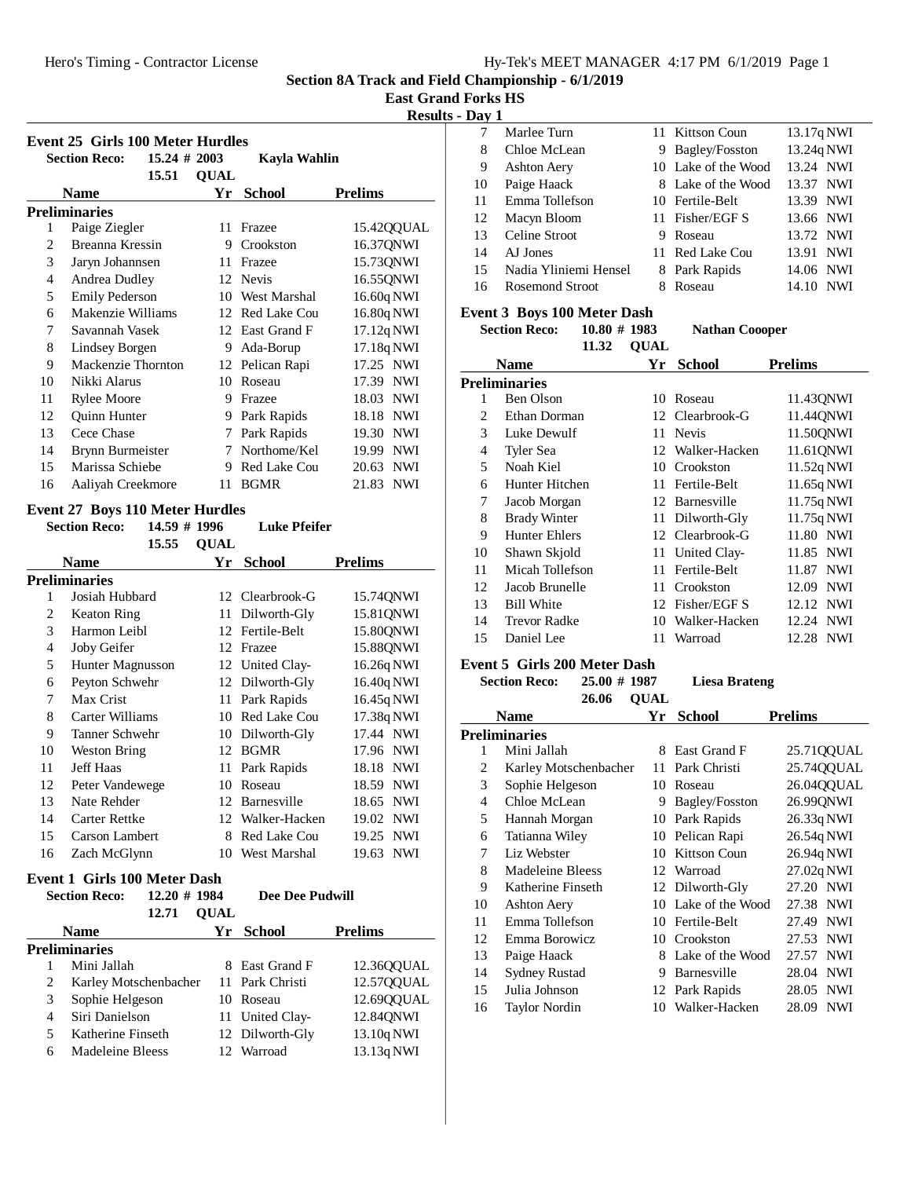# Section 8A Track and Field Championship - 6/1/2019

## East Grand Forks HS

### Results - Day 1

**Event 25 Girls 100 Meter Hurdles**

Section Reco: 15.24 # 2003 Kayla Wahlin

15.51 QUAL

| | Name | Yr | School | Prelims |
|---|---|---|---|---|
| **Preliminaries** | | | | |
| 1 | Paige Ziegler | 11 | Frazee | 15.42QQUAL |
| 2 | Breanna Kressin | 9 | Crookston | 16.37QNWI |
| 3 | Jaryn Johannsen | 11 | Frazee | 15.73QNWI |
| 4 | Andrea Dudley | 12 | Nevis | 16.55QNWI |
| 5 | Emily Pederson | 10 | West Marshal | 16.60q NWI |
| 6 | Makenzie Williams | 12 | Red Lake Cou | 16.80q NWI |
| 7 | Savannah Vasek | 12 | East Grand F | 17.12q NWI |
| 8 | Lindsey Borgen | 9 | Ada-Borup | 17.18q NWI |
| 9 | Mackenzie Thornton | 12 | Pelican Rapi | 17.25 NWI |
| 10 | Nikki Alarus | 10 | Roseau | 17.39 NWI |
| 11 | Rylee Moore | 9 | Frazee | 18.03 NWI |
| 12 | Quinn Hunter | 9 | Park Rapids | 18.18 NWI |
| 13 | Cece Chase | 7 | Park Rapids | 19.30 NWI |
| 14 | Brynn Burmeister | 7 | Northome/Kel | 19.99 NWI |
| 15 | Marissa Schiebe | 9 | Red Lake Cou | 20.63 NWI |
| 16 | Aaliyah Creekmore | 11 | BGMR | 21.83 NWI |

**Event 27 Boys 110 Meter Hurdles**

Section Reco: 14.59 # 1996 Luke Pfeifer

15.55 QUAL

| | Name | Yr | School | Prelims |
|---|---|---|---|---|
| **Preliminaries** | | | | |
| 1 | Josiah Hubbard | 12 | Clearbrook-G | 15.74QNWI |
| 2 | Keaton Ring | 11 | Dilworth-Gly | 15.81QNWI |
| 3 | Harmon Leibl | 12 | Fertile-Belt | 15.80QNWI |
| 4 | Joby Geifer | 12 | Frazee | 15.88QNWI |
| 5 | Hunter Magnusson | 12 | United Clay- | 16.26q NWI |
| 6 | Peyton Schwehr | 12 | Dilworth-Gly | 16.40q NWI |
| 7 | Max Crist | 11 | Park Rapids | 16.45q NWI |
| 8 | Carter Williams | 10 | Red Lake Cou | 17.38q NWI |
| 9 | Tanner Schwehr | 10 | Dilworth-Gly | 17.44 NWI |
| 10 | Weston Bring | 12 | BGMR | 17.96 NWI |
| 11 | Jeff Haas | 11 | Park Rapids | 18.18 NWI |
| 12 | Peter Vandewege | 10 | Roseau | 18.59 NWI |
| 13 | Nate Rehder | 12 | Barnesville | 18.65 NWI |
| 14 | Carter Rettke | 12 | Walker-Hacken | 19.02 NWI |
| 15 | Carson Lambert | 8 | Red Lake Cou | 19.25 NWI |
| 16 | Zach McGlynn | 10 | West Marshal | 19.63 NWI |

**Event 1 Girls 100 Meter Dash**

Section Reco: 12.20 # 1984 Dee Dee Pudwill

12.71 QUAL

| | Name | Yr | School | Prelims |
|---|---|---|---|---|
| **Preliminaries** | | | | |
| 1 | Mini Jallah | 8 | East Grand F | 12.36QQUAL |
| 2 | Karley Motschenbacher | 11 | Park Christi | 12.57QQUAL |
| 3 | Sophie Helgeson | 10 | Roseau | 12.69QQUAL |
| 4 | Siri Danielson | 11 | United Clay- | 12.84QNWI |
| 5 | Katherine Finseth | 12 | Dilworth-Gly | 13.10q NWI |
| 6 | Madeleine Bleess | 12 | Warroad | 13.13q NWI |
| 7 | Marlee Turn | 11 | Kittson Coun | 13.17q NWI |
| 8 | Chloe McLean | 9 | Bagley/Fosston | 13.24q NWI |
| 9 | Ashton Aery | 10 | Lake of the Wood | 13.24 NWI |
| 10 | Paige Haack | 8 | Lake of the Wood | 13.37 NWI |
| 11 | Emma Tollefson | 10 | Fertile-Belt | 13.39 NWI |
| 12 | Macyn Bloom | 11 | Fisher/EGF S | 13.66 NWI |
| 13 | Celine Stroot | 9 | Roseau | 13.72 NWI |
| 14 | AJ Jones | 11 | Red Lake Cou | 13.91 NWI |
| 15 | Nadia Yliniemi Hensel | 8 | Park Rapids | 14.06 NWI |
| 16 | Rosemond Stroot | 8 | Roseau | 14.10 NWI |

**Event 3 Boys 100 Meter Dash**

Section Reco: 10.80 # 1983 Nathan Coooper

11.32 QUAL

| | Name | Yr | School | Prelims |
|---|---|---|---|---|
| **Preliminaries** | | | | |
| 1 | Ben Olson | 10 | Roseau | 11.43QNWI |
| 2 | Ethan Dorman | 12 | Clearbrook-G | 11.44QNWI |
| 3 | Luke Dewulf | 11 | Nevis | 11.50QNWI |
| 4 | Tyler Sea | 12 | Walker-Hacken | 11.61QNWI |
| 5 | Noah Kiel | 10 | Crookston | 11.52q NWI |
| 6 | Hunter Hitchen | 11 | Fertile-Belt | 11.65q NWI |
| 7 | Jacob Morgan | 12 | Barnesville | 11.75q NWI |
| 8 | Brady Winter | 11 | Dilworth-Gly | 11.75q NWI |
| 9 | Hunter Ehlers | 12 | Clearbrook-G | 11.80 NWI |
| 10 | Shawn Skjold | 11 | United Clay- | 11.85 NWI |
| 11 | Micah Tollefson | 11 | Fertile-Belt | 11.87 NWI |
| 12 | Jacob Brunelle | 11 | Crookston | 12.09 NWI |
| 13 | Bill White | 12 | Fisher/EGF S | 12.12 NWI |
| 14 | Trevor Radke | 10 | Walker-Hacken | 12.24 NWI |
| 15 | Daniel Lee | 11 | Warroad | 12.28 NWI |

**Event 5 Girls 200 Meter Dash**

Section Reco: 25.00 # 1987 Liesa Brateng

26.06 QUAL

| | Name | Yr | School | Prelims |
|---|---|---|---|---|
| **Preliminaries** | | | | |
| 1 | Mini Jallah | 8 | East Grand F | 25.71QQUAL |
| 2 | Karley Motschenbacher | 11 | Park Christi | 25.74QQUAL |
| 3 | Sophie Helgeson | 10 | Roseau | 26.04QQUAL |
| 4 | Chloe McLean | 9 | Bagley/Fosston | 26.99QNWI |
| 5 | Hannah Morgan | 10 | Park Rapids | 26.33q NWI |
| 6 | Tatianna Wiley | 10 | Pelican Rapi | 26.54q NWI |
| 7 | Liz Webster | 10 | Kittson Coun | 26.94q NWI |
| 8 | Madeleine Bleess | 12 | Warroad | 27.02q NWI |
| 9 | Katherine Finseth | 12 | Dilworth-Gly | 27.20 NWI |
| 10 | Ashton Aery | 10 | Lake of the Wood | 27.38 NWI |
| 11 | Emma Tollefson | 10 | Fertile-Belt | 27.49 NWI |
| 12 | Emma Borowicz | 10 | Crookston | 27.53 NWI |
| 13 | Paige Haack | 8 | Lake of the Wood | 27.57 NWI |
| 14 | Sydney Rustad | 9 | Barnesville | 28.04 NWI |
| 15 | Julia Johnson | 12 | Park Rapids | 28.05 NWI |
| 16 | Taylor Nordin | 10 | Walker-Hacken | 28.09 NWI |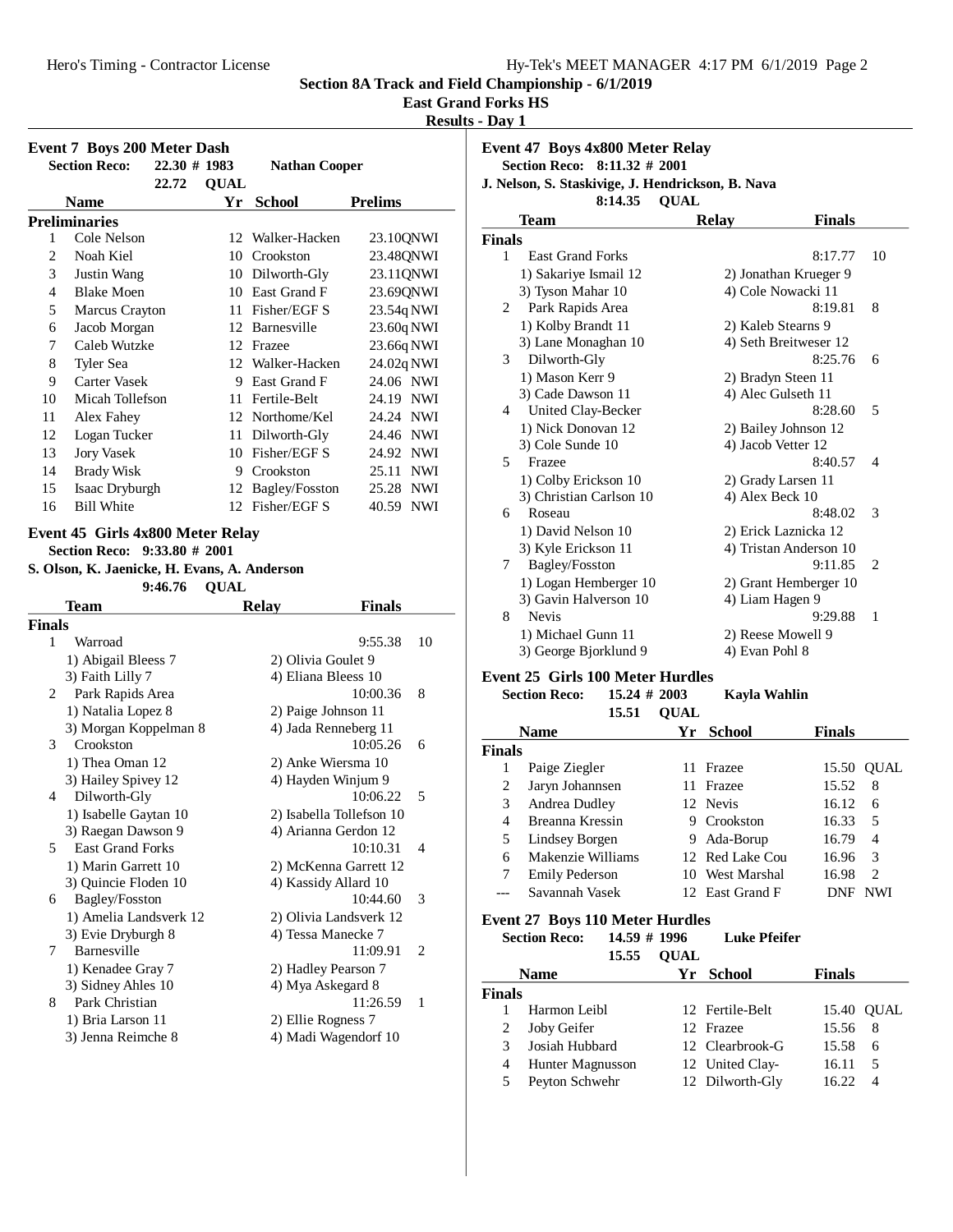# Section 8A Track and Field Championship - 6/1/2019
## East Grand Forks HS
### Results - Day 1

**Event 7 Boys 200 Meter Dash**

Section Reco: 22.30 # 1983 Nathan Cooper
22.72 QUAL

| | Name | Yr | School | Prelims | |
|---|---|---|---|---|---|
| **Preliminaries** | | | | | |
| 1 | Cole Nelson | 12 | Walker-Hacken | 23.10Q | NWI |
| 2 | Noah Kiel | 10 | Crookston | 23.48Q | NWI |
| 3 | Justin Wang | 10 | Dilworth-Gly | 23.11Q | NWI |
| 4 | Blake Moen | 10 | East Grand F | 23.69Q | NWI |
| 5 | Marcus Crayton | 11 | Fisher/EGF S | 23.54q | NWI |
| 6 | Jacob Morgan | 12 | Barnesville | 23.60q | NWI |
| 7 | Caleb Wutzke | 12 | Frazee | 23.66q | NWI |
| 8 | Tyler Sea | 12 | Walker-Hacken | 24.02q | NWI |
| 9 | Carter Vasek | 9 | East Grand F | 24.06 | NWI |
| 10 | Micah Tollefson | 11 | Fertile-Belt | 24.19 | NWI |
| 11 | Alex Fahey | 12 | Northome/Kel | 24.24 | NWI |
| 12 | Logan Tucker | 11 | Dilworth-Gly | 24.46 | NWI |
| 13 | Jory Vasek | 10 | Fisher/EGF S | 24.92 | NWI |
| 14 | Brady Wisk | 9 | Crookston | 25.11 | NWI |
| 15 | Isaac Dryburgh | 12 | Bagley/Fosston | 25.28 | NWI |
| 16 | Bill White | 12 | Fisher/EGF S | 40.59 | NWI |

**Event 45 Girls 4x800 Meter Relay**

Section Reco: 9:33.80 # 2001
S. Olson, K. Jaenicke, H. Evans, A. Anderson
9:46.76 QUAL

| | Team | Relay | Finals | |
|---|---|---|---|---|
| **Finals** | | | | |
| 1 | Warroad | | 9:55.38 | 10 |
| | 1) Abigail Bleess 7 | 2) Olivia Goulet 9 | | |
| | 3) Faith Lilly 7 | 4) Eliana Bleess 10 | | |
| 2 | Park Rapids Area | | 10:00.36 | 8 |
| | 1) Natalia Lopez 8 | 2) Paige Johnson 11 | | |
| | 3) Morgan Koppelman 8 | 4) Jada Renneberg 11 | | |
| 3 | Crookston | | 10:05.26 | 6 |
| | 1) Thea Oman 12 | 2) Anke Wiersma 10 | | |
| | 3) Hailey Spivey 12 | 4) Hayden Winjum 9 | | |
| 4 | Dilworth-Gly | | 10:06.22 | 5 |
| | 1) Isabelle Gaytan 10 | 2) Isabella Tollefson 10 | | |
| | 3) Raegan Dawson 9 | 4) Arianna Gerdon 12 | | |
| 5 | East Grand Forks | | 10:10.31 | 4 |
| | 1) Marin Garrett 10 | 2) McKenna Garrett 12 | | |
| | 3) Quincie Floden 10 | 4) Kassidy Allard 10 | | |
| 6 | Bagley/Fosston | | 10:44.60 | 3 |
| | 1) Amelia Landsverk 12 | 2) Olivia Landsverk 12 | | |
| | 3) Evie Dryburgh 8 | 4) Tessa Manecke 7 | | |
| 7 | Barnesville | | 11:09.91 | 2 |
| | 1) Kenadee Gray 7 | 2) Hadley Pearson 7 | | |
| | 3) Sidney Ahles 10 | 4) Mya Askegard 8 | | |
| 8 | Park Christian | | 11:26.59 | 1 |
| | 1) Bria Larson 11 | 2) Ellie Rogness 7 | | |
| | 3) Jenna Reimche 8 | 4) Madi Wagendorf 10 | | |

**Event 47 Boys 4x800 Meter Relay**

Section Reco: 8:11.32 # 2001
J. Nelson, S. Staskivige, J. Hendrickson, B. Nava
8:14.35 QUAL

| | Team | Relay | Finals | |
|---|---|---|---|---|
| **Finals** | | | | |
| 1 | East Grand Forks | | 8:17.77 | 10 |
| | 1) Sakariye Ismail 12 | 2) Jonathan Krueger 9 | | |
| | 3) Tyson Mahar 10 | 4) Cole Nowacki 11 | | |
| 2 | Park Rapids Area | | 8:19.81 | 8 |
| | 1) Kolby Brandt 11 | 2) Kaleb Stearns 9 | | |
| | 3) Lane Monaghan 10 | 4) Seth Breitweser 12 | | |
| 3 | Dilworth-Gly | | 8:25.76 | 6 |
| | 1) Mason Kerr 9 | 2) Bradyn Steen 11 | | |
| | 3) Cade Dawson 11 | 4) Alec Gulseth 11 | | |
| 4 | United Clay-Becker | | 8:28.60 | 5 |
| | 1) Nick Donovan 12 | 2) Bailey Johnson 12 | | |
| | 3) Cole Sunde 10 | 4) Jacob Vetter 12 | | |
| 5 | Frazee | | 8:40.57 | 4 |
| | 1) Colby Erickson 10 | 2) Grady Larsen 11 | | |
| | 3) Christian Carlson 10 | 4) Alex Beck 10 | | |
| 6 | Roseau | | 8:48.02 | 3 |
| | 1) David Nelson 10 | 2) Erick Laznicka 12 | | |
| | 3) Kyle Erickson 11 | 4) Tristan Anderson 10 | | |
| 7 | Bagley/Fosston | | 9:11.85 | 2 |
| | 1) Logan Hemberger 10 | 2) Grant Hemberger 10 | | |
| | 3) Gavin Halverson 10 | 4) Liam Hagen 9 | | |
| 8 | Nevis | | 9:29.88 | 1 |
| | 1) Michael Gunn 11 | 2) Reese Mowell 9 | | |
| | 3) George Bjorklund 9 | 4) Evan Pohl 8 | | |

**Event 25 Girls 100 Meter Hurdles**

Section Reco: 15.24 # 2003 Kayla Wahlin
15.51 QUAL

| | Name | Yr | School | Finals | |
|---|---|---|---|---|---|
| **Finals** | | | | | |
| 1 | Paige Ziegler | 11 | Frazee | 15.50 | QUAL |
| 2 | Jaryn Johannsen | 11 | Frazee | 15.52 | 8 |
| 3 | Andrea Dudley | 12 | Nevis | 16.12 | 6 |
| 4 | Breanna Kressin | 9 | Crookston | 16.33 | 5 |
| 5 | Lindsey Borgen | 9 | Ada-Borup | 16.79 | 4 |
| 6 | Makenzie Williams | 12 | Red Lake Cou | 16.96 | 3 |
| 7 | Emily Pederson | 10 | West Marshal | 16.98 | 2 |
| --- | Savannah Vasek | 12 | East Grand F | DNF | NWI |

**Event 27 Boys 110 Meter Hurdles**

Section Reco: 14.59 # 1996 Luke Pfeifer
15.55 QUAL

| | Name | Yr | School | Finals | |
|---|---|---|---|---|---|
| **Finals** | | | | | |
| 1 | Harmon Leibl | 12 | Fertile-Belt | 15.40 | QUAL |
| 2 | Joby Geifer | 12 | Frazee | 15.56 | 8 |
| 3 | Josiah Hubbard | 12 | Clearbrook-G | 15.58 | 6 |
| 4 | Hunter Magnusson | 12 | United Clay- | 16.11 | 5 |
| 5 | Peyton Schwehr | 12 | Dilworth-Gly | 16.22 | 4 |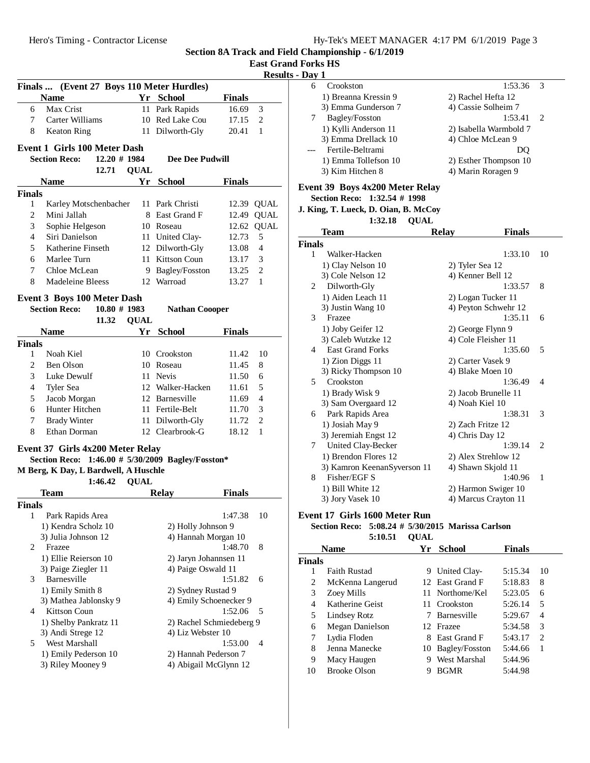## Section 8A Track and Field Championship - 6/1/2019

**East Grand Forks HS**

**Results - Day 1**

### Finals ... (Event 27 Boys 110 Meter Hurdles)

| | Name | Yr | School | Finals | |
|---|---|---|---|---|---|
| 6 | Max Crist | 11 | Park Rapids | 16.69 | 3 |
| 7 | Carter Williams | 10 | Red Lake Cou | 17.15 | 2 |
| 8 | Keaton Ring | 11 | Dilworth-Gly | 20.41 | 1 |

### Event 1 Girls 100 Meter Dash

**Section Reco:** 12.20 # 1984 **Dee Dee Pudwill**

12.71 **QUAL**

| | Name | Yr | School | Finals | |
|---|---|---|---|---|---|
| **Finals** | | | | | |
| 1 | Karley Motschenbacher | 11 | Park Christi | 12.39 | QUAL |
| 2 | Mini Jallah | 8 | East Grand F | 12.49 | QUAL |
| 3 | Sophie Helgeson | 10 | Roseau | 12.62 | QUAL |
| 4 | Siri Danielson | 11 | United Clay- | 12.73 | 5 |
| 5 | Katherine Finseth | 12 | Dilworth-Gly | 13.08 | 4 |
| 6 | Marlee Turn | 11 | Kittson Coun | 13.17 | 3 |
| 7 | Chloe McLean | 9 | Bagley/Fosston | 13.25 | 2 |
| 8 | Madeleine Bleess | 12 | Warroad | 13.27 | 1 |

### Event 3 Boys 100 Meter Dash

**Section Reco:** 10.80 # 1983 **Nathan Coooper**

11.32 **QUAL**

| | Name | Yr | School | Finals | |
|---|---|---|---|---|---|
| **Finals** | | | | | |
| 1 | Noah Kiel | 10 | Crookston | 11.42 | 10 |
| 2 | Ben Olson | 10 | Roseau | 11.45 | 8 |
| 3 | Luke Dewulf | 11 | Nevis | 11.50 | 6 |
| 4 | Tyler Sea | 12 | Walker-Hacken | 11.61 | 5 |
| 5 | Jacob Morgan | 12 | Barnesville | 11.69 | 4 |
| 6 | Hunter Hitchen | 11 | Fertile-Belt | 11.70 | 3 |
| 7 | Brady Winter | 11 | Dilworth-Gly | 11.72 | 2 |
| 8 | Ethan Dorman | 12 | Clearbrook-G | 18.12 | 1 |

### Event 37 Girls 4x200 Meter Relay

**Section Reco: 1:46.00 # 5/30/2009 Bagley/Fosston***

**M Berg, K Day, L Bardwell, A Huschle**

1:46.42 **QUAL**

| | Team | Relay | Finals | |
|---|---|---|---|---|
| **Finals** | | | | |
| 1 | Park Rapids Area | | 1:47.38 | 10 |
| | 1) Kendra Scholz 10 | 2) Holly Johnson 9 | | |
| | 3) Julia Johnson 12 | 4) Hannah Morgan 10 | | |
| 2 | Frazee | | 1:48.70 | 8 |
| | 1) Ellie Reierson 10 | 2) Jaryn Johannsen 11 | | |
| | 3) Paige Ziegler 11 | 4) Paige Oswald 11 | | |
| 3 | Barnesville | | 1:51.82 | 6 |
| | 1) Emily Smith 8 | 2) Sydney Rustad 9 | | |
| | 3) Mathea Jablonsky 9 | 4) Emily Schoenecker 9 | | |
| 4 | Kittson Coun | | 1:52.06 | 5 |
| | 1) Shelby Pankratz 11 | 2) Rachel Schmiedeberg 9 | | |
| | 3) Andi Strege 12 | 4) Liz Webster 10 | | |
| 5 | West Marshall | | 1:53.00 | 4 |
| | 1) Emily Pederson 10 | 2) Hannah Pederson 7 | | |
| | 3) Riley Mooney 9 | 4) Abigail McGlynn 12 | | |
| 6 | Crookston | | 1:53.36 | 3 |
| | 1) Breanna Kressin 9 | 2) Rachel Hefta 12 | | |
| | 3) Emma Gunderson 7 | 4) Cassie Solheim 7 | | |
| 7 | Bagley/Fosston | | 1:53.41 | 2 |
| | 1) Kylli Anderson 11 | 2) Isabella Warmbold 7 | | |
| | 3) Emma Drellack 10 | 4) Chloe McLean 9 | | |
| --- | Fertile-Beltrami | | DQ | |
| | 1) Emma Tollefson 10 | 2) Esther Thompson 10 | | |
| | 3) Kim Hitchen 8 | 4) Marin Roragen 9 | | |

### Event 39 Boys 4x200 Meter Relay

**Section Reco: 1:32.54 # 1998**

**J. King, T. Lueck, D. Oian, B. McCoy**

1:32.18 **QUAL**

| | Team | Relay | Finals | |
|---|---|---|---|---|
| **Finals** | | | | |
| 1 | Walker-Hacken | | 1:33.10 | 10 |
| | 1) Clay Nelson 10 | 2) Tyler Sea 12 | | |
| | 3) Cole Nelson 12 | 4) Kenner Bell 12 | | |
| 2 | Dilworth-Gly | | 1:33.57 | 8 |
| | 1) Aiden Leach 11 | 2) Logan Tucker 11 | | |
| | 3) Justin Wang 10 | 4) Peyton Schwehr 12 | | |
| 3 | Frazee | | 1:35.11 | 6 |
| | 1) Joby Geifer 12 | 2) George Flynn 9 | | |
| | 3) Caleb Wutzke 12 | 4) Cole Fleisher 11 | | |
| 4 | East Grand Forks | | 1:35.60 | 5 |
| | 1) Zion Diggs 11 | 2) Carter Vasek 9 | | |
| | 3) Ricky Thompson 10 | 4) Blake Moen 10 | | |
| 5 | Crookston | | 1:36.49 | 4 |
| | 1) Brady Wisk 9 | 2) Jacob Brunelle 11 | | |
| | 3) Sam Overgaard 12 | 4) Noah Kiel 10 | | |
| 6 | Park Rapids Area | | 1:38.31 | 3 |
| | 1) Josiah May 9 | 2) Zach Fritze 12 | | |
| | 3) Jeremiah Engst 12 | 4) Chris Day 12 | | |
| 7 | United Clay-Becker | | 1:39.14 | 2 |
| | 1) Brendon Flores 12 | 2) Alex Strehlow 12 | | |
| | 3) Kamron KeenanSyverson 11 | 4) Shawn Skjold 11 | | |
| 8 | Fisher/EGF S | | 1:40.96 | 1 |
| | 1) Bill White 12 | 2) Harmon Swiger 10 | | |
| | 3) Jory Vasek 10 | 4) Marcus Crayton 11 | | |

### Event 17 Girls 1600 Meter Run

**Section Reco: 5:08.24 # 5/30/2015 Marissa Carlson**

5:10.51 **QUAL**

| | Name | Yr | School | Finals | |
|---|---|---|---|---|---|
| **Finals** | | | | | |
| 1 | Faith Rustad | 9 | United Clay- | 5:15.34 | 10 |
| 2 | McKenna Langerud | 12 | East Grand F | 5:18.83 | 8 |
| 3 | Zoey Mills | 11 | Northome/Kel | 5:23.05 | 6 |
| 4 | Katherine Geist | 11 | Crookston | 5:26.14 | 5 |
| 5 | Lindsey Rotz | 7 | Barnesville | 5:29.67 | 4 |
| 6 | Megan Danielson | 12 | Frazee | 5:34.58 | 3 |
| 7 | Lydia Floden | 8 | East Grand F | 5:43.17 | 2 |
| 8 | Jenna Manecke | 10 | Bagley/Fosston | 5:44.66 | 1 |
| 9 | Macy Haugen | 9 | West Marshal | 5:44.96 | |
| 10 | Brooke Olson | 9 | BGMR | 5:44.98 | |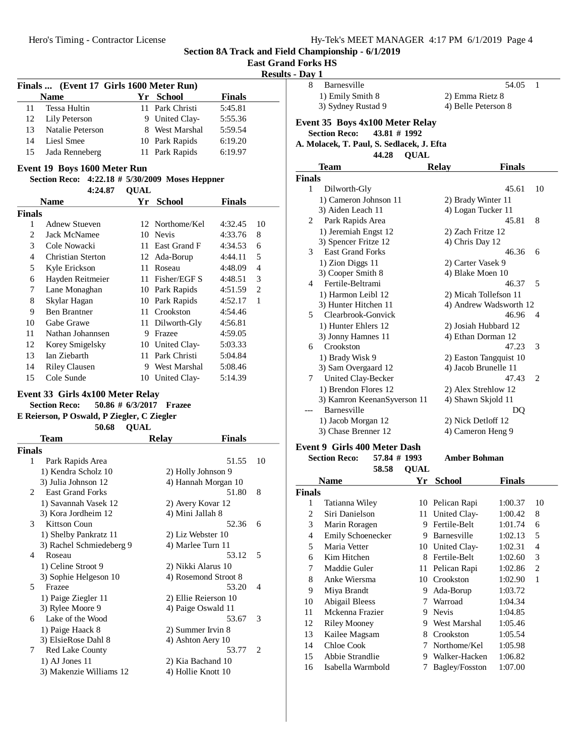## Section 8A Track and Field Championship - 6/1/2019

### East Grand Forks HS

### Results - Day 1

**Finals ... (Event 17 Girls 1600 Meter Run)**

| | Name | Yr | School | Finals | |
|---|---|---|---|---|---|
| 11 | Tessa Hultin | 11 | Park Christi | 5:45.81 | |
| 12 | Lily Peterson | 9 | United Clay- | 5:55.36 | |
| 13 | Natalie Peterson | 8 | West Marshal | 5:59.54 | |
| 14 | Liesl Smee | 10 | Park Rapids | 6:19.20 | |
| 15 | Jada Renneberg | 11 | Park Rapids | 6:19.97 | |

### Event 19 Boys 1600 Meter Run

**Section Reco: 4:22.18 # 5/30/2009 Moses Heppner**

**4:24.87 QUAL**

| | Name | Yr | School | Finals | |
|---|---|---|---|---|---|
| **Finals** | | | | | |
| 1 | Adnew Stueven | 12 | Northome/Kel | 4:32.45 | 10 |
| 2 | Jack McNamee | 10 | Nevis | 4:33.76 | 8 |
| 3 | Cole Nowacki | 11 | East Grand F | 4:34.53 | 6 |
| 4 | Christian Sterton | 12 | Ada-Borup | 4:44.11 | 5 |
| 5 | Kyle Erickson | 11 | Roseau | 4:48.09 | 4 |
| 6 | Hayden Reitmeier | 11 | Fisher/EGF S | 4:48.51 | 3 |
| 7 | Lane Monaghan | 10 | Park Rapids | 4:51.59 | 2 |
| 8 | Skylar Hagan | 10 | Park Rapids | 4:52.17 | 1 |
| 9 | Ben Brantner | 11 | Crookston | 4:54.46 | |
| 10 | Gabe Grawe | 11 | Dilworth-Gly | 4:56.81 | |
| 11 | Nathan Johannsen | 9 | Frazee | 4:59.05 | |
| 12 | Korey Smigelsky | 10 | United Clay- | 5:03.33 | |
| 13 | Ian Ziebarth | 11 | Park Christi | 5:04.84 | |
| 14 | Riley Clausen | 9 | West Marshal | 5:08.46 | |
| 15 | Cole Sunde | 10 | United Clay- | 5:14.39 | |

### Event 33 Girls 4x100 Meter Relay

**Section Reco: 50.86 # 6/3/2017 Frazee**

**E Reierson, P Oswald, P Ziegler, C Ziegler**

**50.68 QUAL**

| | Team | Relay | Finals | |
|---|---|---|---|---|
| **Finals** | | | | |
| 1 | Park Rapids Area | | 51.55 | 10 |
| | 1) Kendra Scholz 10 | 2) Holly Johnson 9 | | |
| | 3) Julia Johnson 12 | 4) Hannah Morgan 10 | | |
| 2 | East Grand Forks | | 51.80 | 8 |
| | 1) Savannah Vasek 12 | 2) Avery Kovar 12 | | |
| | 3) Kora Jordheim 12 | 4) Mini Jallah 8 | | |
| 3 | Kittson Coun | | 52.36 | 6 |
| | 1) Shelby Pankratz 11 | 2) Liz Webster 10 | | |
| | 3) Rachel Schmiedeberg 9 | 4) Marlee Turn 11 | | |
| 4 | Roseau | | 53.12 | 5 |
| | 1) Celine Stroot 9 | 2) Nikki Alarus 10 | | |
| | 3) Sophie Helgeson 10 | 4) Rosemond Stroot 8 | | |
| 5 | Frazee | | 53.20 | 4 |
| | 1) Paige Ziegler 11 | 2) Ellie Reierson 10 | | |
| | 3) Rylee Moore 9 | 4) Paige Oswald 11 | | |
| 6 | Lake of the Wood | | 53.67 | 3 |
| | 1) Paige Haack 8 | 2) Summer Irvin 8 | | |
| | 3) ElsieRose Dahl 8 | 4) Ashton Aery 10 | | |
| 7 | Red Lake County | | 53.77 | 2 |
| | 1) AJ Jones 11 | 2) Kia Bachand 10 | | |
| | 3) Makenzie Williams 12 | 4) Hollie Knott 10 | | |
| 8 | Barnesville | | 54.05 | 1 |
| | 1) Emily Smith 8 | 2) Emma Rietz 8 | | |
| | 3) Sydney Rustad 9 | 4) Belle Peterson 8 | | |

### Event 35 Boys 4x100 Meter Relay

**Section Reco: 43.81 # 1992**

**A. Molacek, T. Paul, S. Sedlacek, J. Efta**

**44.28 QUAL**

| | Team | Relay | Finals | |
|---|---|---|---|---|
| **Finals** | | | | |
| 1 | Dilworth-Gly | | 45.61 | 10 |
| | 1) Cameron Johnson 11 | 2) Brady Winter 11 | | |
| | 3) Aiden Leach 11 | 4) Logan Tucker 11 | | |
| 2 | Park Rapids Area | | 45.81 | 8 |
| | 1) Jeremiah Engst 12 | 2) Zach Fritze 12 | | |
| | 3) Spencer Fritze 12 | 4) Chris Day 12 | | |
| 3 | East Grand Forks | | 46.36 | 6 |
| | 1) Zion Diggs 11 | 2) Carter Vasek 9 | | |
| | 3) Cooper Smith 8 | 4) Blake Moen 10 | | |
| 4 | Fertile-Beltrami | | 46.37 | 5 |
| | 1) Harmon Leibl 12 | 2) Micah Tollefson 11 | | |
| | 3) Hunter Hitchen 11 | 4) Andrew Wadsworth 12 | | |
| 5 | Clearbrook-Gonvick | | 46.96 | 4 |
| | 1) Hunter Ehlers 12 | 2) Josiah Hubbard 12 | | |
| | 3) Jonny Hamnes 11 | 4) Ethan Dorman 12 | | |
| 6 | Crookston | | 47.23 | 3 |
| | 1) Brady Wisk 9 | 2) Easton Tangquist 10 | | |
| | 3) Sam Overgaard 12 | 4) Jacob Brunelle 11 | | |
| 7 | United Clay-Becker | | 47.43 | 2 |
| | 1) Brendon Flores 12 | 2) Alex Strehlow 12 | | |
| | 3) Kamron KeenanSyverson 11 | 4) Shawn Skjold 11 | | |
| --- | Barnesville | | DQ | |
| | 1) Jacob Morgan 12 | 2) Nick Detloff 12 | | |
| | 3) Chase Brenner 12 | 4) Cameron Heng 9 | | |

### Event 9 Girls 400 Meter Dash

**Section Reco: 57.84 # 1993 Amber Bohman**

**58.58 QUAL**

| | Name | Yr | School | Finals | |
|---|---|---|---|---|---|
| **Finals** | | | | | |
| 1 | Tatianna Wiley | 10 | Pelican Rapi | 1:00.37 | 10 |
| 2 | Siri Danielson | 11 | United Clay- | 1:00.42 | 8 |
| 3 | Marin Roragen | 9 | Fertile-Belt | 1:01.74 | 6 |
| 4 | Emily Schoenecker | 9 | Barnesville | 1:02.13 | 5 |
| 5 | Maria Vetter | 10 | United Clay- | 1:02.31 | 4 |
| 6 | Kim Hitchen | 8 | Fertile-Belt | 1:02.60 | 3 |
| 7 | Maddie Guler | 11 | Pelican Rapi | 1:02.86 | 2 |
| 8 | Anke Wiersma | 10 | Crookston | 1:02.90 | 1 |
| 9 | Miya Brandt | 9 | Ada-Borup | 1:03.72 | |
| 10 | Abigail Bleess | 7 | Warroad | 1:04.34 | |
| 11 | Mckenna Frazier | 9 | Nevis | 1:04.85 | |
| 12 | Riley Mooney | 9 | West Marshal | 1:05.46 | |
| 13 | Kailee Magsam | 8 | Crookston | 1:05.54 | |
| 14 | Chloe Cook | 7 | Northome/Kel | 1:05.98 | |
| 15 | Abbie Strandlie | 9 | Walker-Hacken | 1:06.82 | |
| 16 | Isabella Warmbold | 7 | Bagley/Fosston | 1:07.00 | |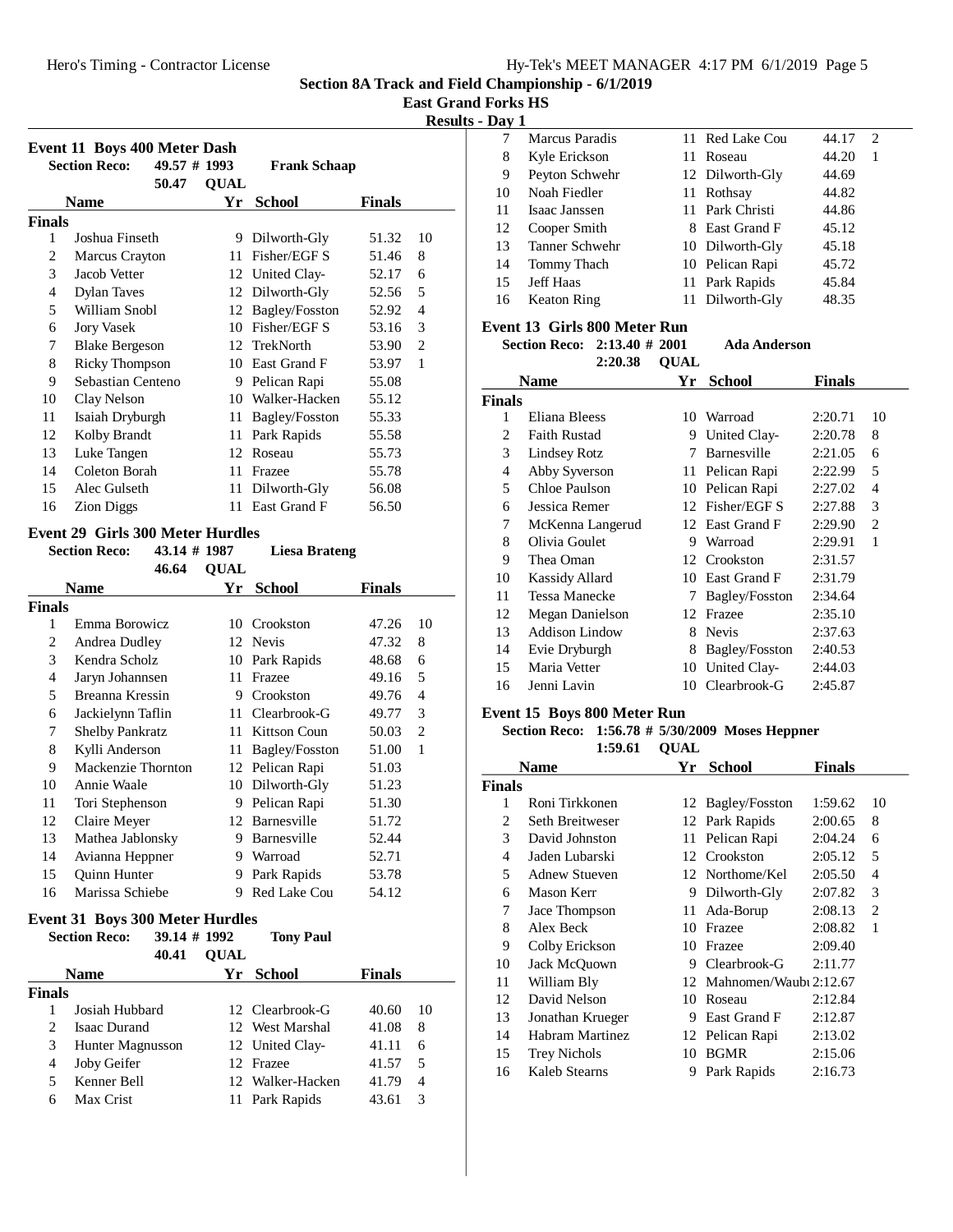## Section 8A Track and Field Championship - 6/1/2019

**East Grand Forks HS**

**Results - Day 1**

### Event 11 Boys 400 Meter Dash

**Section Reco:** 49.57 # 1993 **Frank Schaap**

50.47 QUAL

| | Name | Yr | School | Finals | |
|---|---|---|---|---|---|
| **Finals** | | | | | |
| 1 | Joshua Finseth | 9 | Dilworth-Gly | 51.32 | 10 |
| 2 | Marcus Crayton | 11 | Fisher/EGF S | 51.46 | 8 |
| 3 | Jacob Vetter | 12 | United Clay- | 52.17 | 6 |
| 4 | Dylan Taves | 12 | Dilworth-Gly | 52.56 | 5 |
| 5 | William Snobl | 12 | Bagley/Fosston | 52.92 | 4 |
| 6 | Jory Vasek | 10 | Fisher/EGF S | 53.16 | 3 |
| 7 | Blake Bergeson | 12 | TrekNorth | 53.90 | 2 |
| 8 | Ricky Thompson | 10 | East Grand F | 53.97 | 1 |
| 9 | Sebastian Centeno | 9 | Pelican Rapi | 55.08 | |
| 10 | Clay Nelson | 10 | Walker-Hacken | 55.12 | |
| 11 | Isaiah Dryburgh | 11 | Bagley/Fosston | 55.33 | |
| 12 | Kolby Brandt | 11 | Park Rapids | 55.58 | |
| 13 | Luke Tangen | 12 | Roseau | 55.73 | |
| 14 | Coleton Borah | 11 | Frazee | 55.78 | |
| 15 | Alec Gulseth | 11 | Dilworth-Gly | 56.08 | |
| 16 | Zion Diggs | 11 | East Grand F | 56.50 | |

### Event 29 Girls 300 Meter Hurdles

**Section Reco:** 43.14 # 1987 **Liesa Brateng**

46.64 QUAL

| | Name | Yr | School | Finals | |
|---|---|---|---|---|---|
| **Finals** | | | | | |
| 1 | Emma Borowicz | 10 | Crookston | 47.26 | 10 |
| 2 | Andrea Dudley | 12 | Nevis | 47.32 | 8 |
| 3 | Kendra Scholz | 10 | Park Rapids | 48.68 | 6 |
| 4 | Jaryn Johannsen | 11 | Frazee | 49.16 | 5 |
| 5 | Breanna Kressin | 9 | Crookston | 49.76 | 4 |
| 6 | Jackielynn Taflin | 11 | Clearbrook-G | 49.77 | 3 |
| 7 | Shelby Pankratz | 11 | Kittson Coun | 50.03 | 2 |
| 8 | Kylli Anderson | 11 | Bagley/Fosston | 51.00 | 1 |
| 9 | Mackenzie Thornton | 12 | Pelican Rapi | 51.03 | |
| 10 | Annie Waale | 10 | Dilworth-Gly | 51.23 | |
| 11 | Tori Stephenson | 9 | Pelican Rapi | 51.30 | |
| 12 | Claire Meyer | 12 | Barnesville | 51.72 | |
| 13 | Mathea Jablonsky | 9 | Barnesville | 52.44 | |
| 14 | Avianna Heppner | 9 | Warroad | 52.71 | |
| 15 | Quinn Hunter | 9 | Park Rapids | 53.78 | |
| 16 | Marissa Schiebe | 9 | Red Lake Cou | 54.12 | |

### Event 31 Boys 300 Meter Hurdles

**Section Reco:** 39.14 # 1992 **Tony Paul**

40.41 QUAL

| | Name | Yr | School | Finals | |
|---|---|---|---|---|---|
| **Finals** | | | | | |
| 1 | Josiah Hubbard | 12 | Clearbrook-G | 40.60 | 10 |
| 2 | Isaac Durand | 12 | West Marshal | 41.08 | 8 |
| 3 | Hunter Magnusson | 12 | United Clay- | 41.11 | 6 |
| 4 | Joby Geifer | 12 | Frazee | 41.57 | 5 |
| 5 | Kenner Bell | 12 | Walker-Hacken | 41.79 | 4 |
| 6 | Max Crist | 11 | Park Rapids | 43.61 | 3 |
| 7 | Marcus Paradis | 11 | Red Lake Cou | 44.17 | 2 |
| 8 | Kyle Erickson | 11 | Roseau | 44.20 | 1 |
| 9 | Peyton Schwehr | 12 | Dilworth-Gly | 44.69 | |
| 10 | Noah Fiedler | 11 | Rothsay | 44.82 | |
| 11 | Isaac Janssen | 11 | Park Christi | 44.86 | |
| 12 | Cooper Smith | 8 | East Grand F | 45.12 | |
| 13 | Tanner Schwehr | 10 | Dilworth-Gly | 45.18 | |
| 14 | Tommy Thach | 10 | Pelican Rapi | 45.72 | |
| 15 | Jeff Haas | 11 | Park Rapids | 45.84 | |
| 16 | Keaton Ring | 11 | Dilworth-Gly | 48.35 | |

### Event 13 Girls 800 Meter Run

**Section Reco:** 2:13.40 # 2001 **Ada Anderson**

2:20.38 QUAL

| | Name | Yr | School | Finals | |
|---|---|---|---|---|---|
| **Finals** | | | | | |
| 1 | Eliana Bleess | 10 | Warroad | 2:20.71 | 10 |
| 2 | Faith Rustad | 9 | United Clay- | 2:20.78 | 8 |
| 3 | Lindsey Rotz | 7 | Barnesville | 2:21.05 | 6 |
| 4 | Abby Syverson | 11 | Pelican Rapi | 2:22.99 | 5 |
| 5 | Chloe Paulson | 10 | Pelican Rapi | 2:27.02 | 4 |
| 6 | Jessica Remer | 12 | Fisher/EGF S | 2:27.88 | 3 |
| 7 | McKenna Langerud | 12 | East Grand F | 2:29.90 | 2 |
| 8 | Olivia Goulet | 9 | Warroad | 2:29.91 | 1 |
| 9 | Thea Oman | 12 | Crookston | 2:31.57 | |
| 10 | Kassidy Allard | 10 | East Grand F | 2:31.79 | |
| 11 | Tessa Manecke | 7 | Bagley/Fosston | 2:34.64 | |
| 12 | Megan Danielson | 12 | Frazee | 2:35.10 | |
| 13 | Addison Lindow | 8 | Nevis | 2:37.63 | |
| 14 | Evie Dryburgh | 8 | Bagley/Fosston | 2:40.53 | |
| 15 | Maria Vetter | 10 | United Clay- | 2:44.03 | |
| 16 | Jenni Lavin | 10 | Clearbrook-G | 2:45.87 | |

### Event 15 Boys 800 Meter Run

**Section Reco:** 1:56.78 # 5/30/2009 **Moses Heppner**

1:59.61 QUAL

| | Name | Yr | School | Finals | |
|---|---|---|---|---|---|
| **Finals** | | | | | |
| 1 | Roni Tirkkonen | 12 | Bagley/Fosston | 1:59.62 | 10 |
| 2 | Seth Breitweser | 12 | Park Rapids | 2:00.65 | 8 |
| 3 | David Johnston | 11 | Pelican Rapi | 2:04.24 | 6 |
| 4 | Jaden Lubarski | 12 | Crookston | 2:05.12 | 5 |
| 5 | Adnew Stueven | 12 | Northome/Kel | 2:05.50 | 4 |
| 6 | Mason Kerr | 9 | Dilworth-Gly | 2:07.82 | 3 |
| 7 | Jace Thompson | 11 | Ada-Borup | 2:08.13 | 2 |
| 8 | Alex Beck | 10 | Frazee | 2:08.82 | 1 |
| 9 | Colby Erickson | 10 | Frazee | 2:09.40 | |
| 10 | Jack McQuown | 9 | Clearbrook-G | 2:11.77 | |
| 11 | William Bly | 12 | Mahnomen/Waubı | 2:12.67 | |
| 12 | David Nelson | 10 | Roseau | 2:12.84 | |
| 13 | Jonathan Krueger | 9 | East Grand F | 2:12.87 | |
| 14 | Habram Martinez | 12 | Pelican Rapi | 2:13.02 | |
| 15 | Trey Nichols | 10 | BGMR | 2:15.06 | |
| 16 | Kaleb Stearns | 9 | Park Rapids | 2:16.73 | |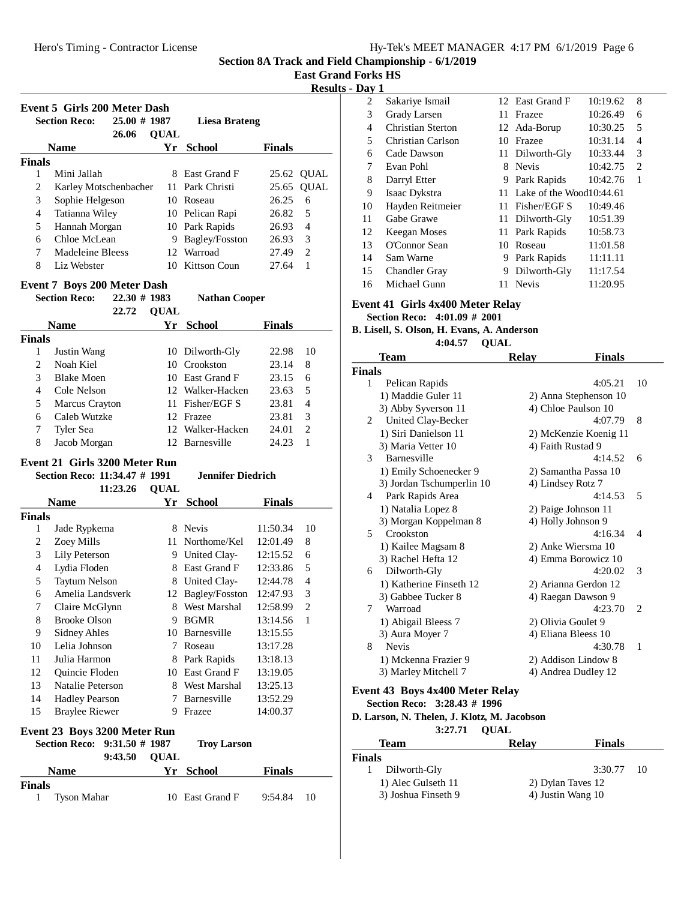Section 8A Track and Field Championship - 6/1/2019

East Grand Forks HS

Results - Day 1

## Event 5 Girls 200 Meter Dash

Section Reco: 25.00 # 1987 Liesa Brateng

26.06 QUAL

| | Name | Yr | School | Finals | |
|---|---|---|---|---|---|
| **Finals** | | | | | |
| 1 | Mini Jallah | 8 | East Grand F | 25.62 | QUAL |
| 2 | Karley Motschenbacher | 11 | Park Christi | 25.65 | QUAL |
| 3 | Sophie Helgeson | 10 | Roseau | 26.25 | 6 |
| 4 | Tatianna Wiley | 10 | Pelican Rapi | 26.82 | 5 |
| 5 | Hannah Morgan | 10 | Park Rapids | 26.93 | 4 |
| 6 | Chloe McLean | 9 | Bagley/Fosston | 26.93 | 3 |
| 7 | Madeleine Bleess | 12 | Warroad | 27.49 | 2 |
| 8 | Liz Webster | 10 | Kittson Coun | 27.64 | 1 |

## Event 7 Boys 200 Meter Dash

Section Reco: 22.30 # 1983 Nathan Cooper

22.72 QUAL

| | Name | Yr | School | Finals | |
|---|---|---|---|---|---|
| **Finals** | | | | | |
| 1 | Justin Wang | 10 | Dilworth-Gly | 22.98 | 10 |
| 2 | Noah Kiel | 10 | Crookston | 23.14 | 8 |
| 3 | Blake Moen | 10 | East Grand F | 23.15 | 6 |
| 4 | Cole Nelson | 12 | Walker-Hacken | 23.63 | 5 |
| 5 | Marcus Crayton | 11 | Fisher/EGF S | 23.81 | 4 |
| 6 | Caleb Wutzke | 12 | Frazee | 23.81 | 3 |
| 7 | Tyler Sea | 12 | Walker-Hacken | 24.01 | 2 |
| 8 | Jacob Morgan | 12 | Barnesville | 24.23 | 1 |

## Event 21 Girls 3200 Meter Run

Section Reco: 11:34.47 # 1991 Jennifer Diedrich

11:23.26 QUAL

| | Name | Yr | School | Finals | |
|---|---|---|---|---|---|
| **Finals** | | | | | |
| 1 | Jade Rypkema | 8 | Nevis | 11:50.34 | 10 |
| 2 | Zoey Mills | 11 | Northome/Kel | 12:01.49 | 8 |
| 3 | Lily Peterson | 9 | United Clay- | 12:15.52 | 6 |
| 4 | Lydia Floden | 8 | East Grand F | 12:33.86 | 5 |
| 5 | Taytum Nelson | 8 | United Clay- | 12:44.78 | 4 |
| 6 | Amelia Landsverk | 12 | Bagley/Fosston | 12:47.93 | 3 |
| 7 | Claire McGlynn | 8 | West Marshal | 12:58.99 | 2 |
| 8 | Brooke Olson | 9 | BGMR | 13:14.56 | 1 |
| 9 | Sidney Ahles | 10 | Barnesville | 13:15.55 | |
| 10 | Lelia Johnson | 7 | Roseau | 13:17.28 | |
| 11 | Julia Harmon | 8 | Park Rapids | 13:18.13 | |
| 12 | Quincie Floden | 10 | East Grand F | 13:19.05 | |
| 13 | Natalie Peterson | 8 | West Marshal | 13:25.13 | |
| 14 | Hadley Pearson | 7 | Barnesville | 13:52.29 | |
| 15 | Braylee Riewer | 9 | Frazee | 14:00.37 | |

## Event 23 Boys 3200 Meter Run

Section Reco: 9:31.50 # 1987 Troy Larson

9:43.50 QUAL

| | Name | Yr | School | Finals | |
|---|---|---|---|---|---|
| **Finals** | | | | | |
| 1 | Tyson Mahar | 10 | East Grand F | 9:54.84 | 10 |
| 2 | Sakariye Ismail | 12 | East Grand F | 10:19.62 | 8 |
| 3 | Grady Larsen | 11 | Frazee | 10:26.49 | 6 |
| 4 | Christian Sterton | 12 | Ada-Borup | 10:30.25 | 5 |
| 5 | Christian Carlson | 10 | Frazee | 10:31.14 | 4 |
| 6 | Cade Dawson | 11 | Dilworth-Gly | 10:33.44 | 3 |
| 7 | Evan Pohl | 8 | Nevis | 10:42.75 | 2 |
| 8 | Darryl Etter | 9 | Park Rapids | 10:42.76 | 1 |
| 9 | Isaac Dykstra | 11 | Lake of the Wood | 10:44.61 | |
| 10 | Hayden Reitmeier | 11 | Fisher/EGF S | 10:49.46 | |
| 11 | Gabe Grawe | 11 | Dilworth-Gly | 10:51.39 | |
| 12 | Keegan Moses | 11 | Park Rapids | 10:58.73 | |
| 13 | O'Connor Sean | 10 | Roseau | 11:01.58 | |
| 14 | Sam Warne | 9 | Park Rapids | 11:11.11 | |
| 15 | Chandler Gray | 9 | Dilworth-Gly | 11:17.54 | |
| 16 | Michael Gunn | 11 | Nevis | 11:20.95 | |

## Event 41 Girls 4x400 Meter Relay

Section Reco: 4:01.09 # 2001

B. Lisell, S. Olson, H. Evans, A. Anderson

4:04.57 QUAL

| | Team | Relay | Finals | |
|---|---|---|---|---|
| **Finals** | | | | |
| 1 | Pelican Rapids | | 4:05.21 | 10 |
| | 1) Maddie Guler 11 | 2) Anna Stephenson 10 | | |
| | 3) Abby Syverson 11 | 4) Chloe Paulson 10 | | |
| 2 | United Clay-Becker | | 4:07.79 | 8 |
| | 1) Siri Danielson 11 | 2) McKenzie Koenig 11 | | |
| | 3) Maria Vetter 10 | 4) Faith Rustad 9 | | |
| 3 | Barnesville | | 4:14.52 | 6 |
| | 1) Emily Schoenecker 9 | 2) Samantha Passa 10 | | |
| | 3) Jordan Tschumperlin 10 | 4) Lindsey Rotz 7 | | |
| 4 | Park Rapids Area | | 4:14.53 | 5 |
| | 1) Natalia Lopez 8 | 2) Paige Johnson 11 | | |
| | 3) Morgan Koppelman 8 | 4) Holly Johnson 9 | | |
| 5 | Crookston | | 4:16.34 | 4 |
| | 1) Kailee Magsam 8 | 2) Anke Wiersma 10 | | |
| | 3) Rachel Hefta 12 | 4) Emma Borowicz 10 | | |
| 6 | Dilworth-Gly | | 4:20.02 | 3 |
| | 1) Katherine Finseth 12 | 2) Arianna Gerdon 12 | | |
| | 3) Gabbee Tucker 8 | 4) Raegan Dawson 9 | | |
| 7 | Warroad | | 4:23.70 | 2 |
| | 1) Abigail Bleess 7 | 2) Olivia Goulet 9 | | |
| | 3) Aura Moyer 7 | 4) Eliana Bleess 10 | | |
| 8 | Nevis | | 4:30.78 | 1 |
| | 1) Mckenna Frazier 9 | 2) Addison Lindow 8 | | |
| | 3) Marley Mitchell 7 | 4) Andrea Dudley 12 | | |

## Event 43 Boys 4x400 Meter Relay

Section Reco: 3:28.43 # 1996

D. Larson, N. Thelen, J. Klotz, M. Jacobson

3:27.71 QUAL

| | Team | Relay | Finals | |
|---|---|---|---|---|
| **Finals** | | | | |
| 1 | Dilworth-Gly | | 3:30.77 | 10 |
| | 1) Alec Gulseth 11 | 2) Dylan Taves 12 | | |
| | 3) Joshua Finseth 9 | 4) Justin Wang 10 | | |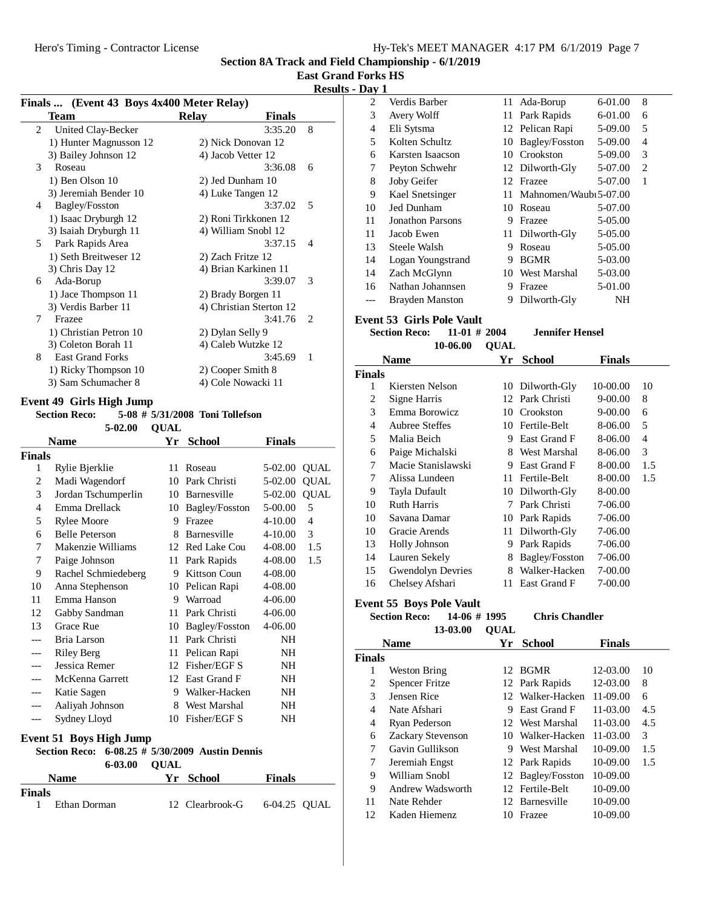## Section 8A Track and Field Championship - 6/1/2019

### East Grand Forks HS

### Results - Day 1

#### Finals ... (Event 43 Boys 4x400 Meter Relay)

| | Team | Relay | Finals | |
|---|---|---|---|---|
| 2 | United Clay-Becker | | 3:35.20 | 8 |
| | 1) Hunter Magnusson 12 | 2) Nick Donovan 12 | | |
| | 3) Bailey Johnson 12 | 4) Jacob Vetter 12 | | |
| 3 | Roseau | | 3:36.08 | 6 |
| | 1) Ben Olson 10 | 2) Jed Dunham 10 | | |
| | 3) Jeremiah Bender 10 | 4) Luke Tangen 12 | | |
| 4 | Bagley/Fosston | | 3:37.02 | 5 |
| | 1) Isaac Dryburgh 12 | 2) Roni Tirkkonen 12 | | |
| | 3) Isaiah Dryburgh 11 | 4) William Snobl 12 | | |
| 5 | Park Rapids Area | | 3:37.15 | 4 |
| | 1) Seth Breitweser 12 | 2) Zach Fritze 12 | | |
| | 3) Chris Day 12 | 4) Brian Karkinen 11 | | |
| 6 | Ada-Borup | | 3:39.07 | 3 |
| | 1) Jace Thompson 11 | 2) Brady Borgen 11 | | |
| | 3) Verdis Barber 11 | 4) Christian Sterton 12 | | |
| 7 | Frazee | | 3:41.76 | 2 |
| | 1) Christian Petron 10 | 2) Dylan Selly 9 | | |
| | 3) Coleton Borah 11 | 4) Caleb Wutzke 12 | | |
| 8 | East Grand Forks | | 3:45.69 | 1 |
| | 1) Ricky Thompson 10 | 2) Cooper Smith 8 | | |
| | 3) Sam Schumacher 8 | 4) Cole Nowacki 11 | | |

#### Event 49 Girls High Jump

**Section Reco:** 5-08 # 5/31/2008 Toni Tollefson
5-02.00 QUAL

| | Name | Yr | School | Finals | |
|---|---|---|---|---|---|
| **Finals** | | | | | |
| 1 | Rylie Bjerklie | 11 | Roseau | 5-02.00 | QUAL |
| 2 | Madi Wagendorf | 10 | Park Christi | 5-02.00 | QUAL |
| 3 | Jordan Tschumperlin | 10 | Barnesville | 5-02.00 | QUAL |
| 4 | Emma Drellack | 10 | Bagley/Fosston | 5-00.00 | 5 |
| 5 | Rylee Moore | 9 | Frazee | 4-10.00 | 4 |
| 6 | Belle Peterson | 8 | Barnesville | 4-10.00 | 3 |
| 7 | Makenzie Williams | 12 | Red Lake Cou | 4-08.00 | 1.5 |
| 7 | Paige Johnson | 11 | Park Rapids | 4-08.00 | 1.5 |
| 9 | Rachel Schmiedeberg | 9 | Kittson Coun | 4-08.00 | |
| 10 | Anna Stephenson | 10 | Pelican Rapi | 4-08.00 | |
| 11 | Emma Hanson | 9 | Warroad | 4-06.00 | |
| 12 | Gabby Sandman | 11 | Park Christi | 4-06.00 | |
| 13 | Grace Rue | 10 | Bagley/Fosston | 4-06.00 | |
| --- | Bria Larson | 11 | Park Christi | NH | |
| --- | Riley Berg | 11 | Pelican Rapi | NH | |
| --- | Jessica Remer | 12 | Fisher/EGF S | NH | |
| --- | McKenna Garrett | 12 | East Grand F | NH | |
| --- | Katie Sagen | 9 | Walker-Hacken | NH | |
| --- | Aaliyah Johnson | 8 | West Marshal | NH | |
| --- | Sydney Lloyd | 10 | Fisher/EGF S | NH | |

#### Event 51 Boys High Jump

**Section Reco:** 6-08.25 # 5/30/2009 Austin Dennis
6-03.00 QUAL

| | Name | Yr | School | Finals | |
|---|---|---|---|---|---|
| **Finals** | | | | | |
| 1 | Ethan Dorman | 12 | Clearbrook-G | 6-04.25 | QUAL |
| 2 | Verdis Barber | 11 | Ada-Borup | 6-01.00 | 8 |
| 3 | Avery Wolff | 11 | Park Rapids | 6-01.00 | 6 |
| 4 | Eli Sytsma | 12 | Pelican Rapi | 5-09.00 | 5 |
| 5 | Kolten Schultz | 10 | Bagley/Fosston | 5-09.00 | 4 |
| 6 | Karsten Isaacson | 10 | Crookston | 5-09.00 | 3 |
| 7 | Peyton Schwehr | 12 | Dilworth-Gly | 5-07.00 | 2 |
| 8 | Joby Geifer | 12 | Frazee | 5-07.00 | 1 |
| 9 | Kael Snetsinger | 11 | Mahnomen/Waub | 5-07.00 | |
| 10 | Jed Dunham | 10 | Roseau | 5-07.00 | |
| 11 | Jonathon Parsons | 9 | Frazee | 5-05.00 | |
| 11 | Jacob Ewen | 11 | Dilworth-Gly | 5-05.00 | |
| 13 | Steele Walsh | 9 | Roseau | 5-05.00 | |
| 14 | Logan Youngstrand | 9 | BGMR | 5-03.00 | |
| 14 | Zach McGlynn | 10 | West Marshal | 5-03.00 | |
| 16 | Nathan Johannsen | 9 | Frazee | 5-01.00 | |
| --- | Brayden Manston | 9 | Dilworth-Gly | NH | |

#### Event 53 Girls Pole Vault

**Section Reco:** 11-01 # 2004 Jennifer Hensel
10-06.00 QUAL

| | Name | Yr | School | Finals | |
|---|---|---|---|---|---|
| **Finals** | | | | | |
| 1 | Kiersten Nelson | 10 | Dilworth-Gly | 10-00.00 | 10 |
| 2 | Signe Harris | 12 | Park Christi | 9-00.00 | 8 |
| 3 | Emma Borowicz | 10 | Crookston | 9-00.00 | 6 |
| 4 | Aubree Steffes | 10 | Fertile-Belt | 8-06.00 | 5 |
| 5 | Malia Beich | 9 | East Grand F | 8-06.00 | 4 |
| 6 | Paige Michalski | 8 | West Marshal | 8-06.00 | 3 |
| 7 | Macie Stanislawski | 9 | East Grand F | 8-00.00 | 1.5 |
| 7 | Alissa Lundeen | 11 | Fertile-Belt | 8-00.00 | 1.5 |
| 9 | Tayla Dufault | 10 | Dilworth-Gly | 8-00.00 | |
| 10 | Ruth Harris | 7 | Park Christi | 7-06.00 | |
| 10 | Savana Damar | 10 | Park Rapids | 7-06.00 | |
| 10 | Gracie Arends | 11 | Dilworth-Gly | 7-06.00 | |
| 13 | Holly Johnson | 9 | Park Rapids | 7-06.00 | |
| 14 | Lauren Sekely | 8 | Bagley/Fosston | 7-06.00 | |
| 15 | Gwendolyn Devries | 8 | Walker-Hacken | 7-00.00 | |
| 16 | Chelsey Afshari | 11 | East Grand F | 7-00.00 | |

#### Event 55 Boys Pole Vault

**Section Reco:** 14-06 # 1995 Chris Chandler
13-03.00 QUAL

| | Name | Yr | School | Finals | |
|---|---|---|---|---|---|
| **Finals** | | | | | |
| 1 | Weston Bring | 12 | BGMR | 12-03.00 | 10 |
| 2 | Spencer Fritze | 12 | Park Rapids | 12-03.00 | 8 |
| 3 | Jensen Rice | 12 | Walker-Hacken | 11-09.00 | 6 |
| 4 | Nate Afshari | 9 | East Grand F | 11-03.00 | 4.5 |
| 4 | Ryan Pederson | 12 | West Marshal | 11-03.00 | 4.5 |
| 6 | Zackary Stevenson | 10 | Walker-Hacken | 11-03.00 | 3 |
| 7 | Gavin Gullikson | 9 | West Marshal | 10-09.00 | 1.5 |
| 7 | Jeremiah Engst | 12 | Park Rapids | 10-09.00 | 1.5 |
| 9 | William Snobl | 12 | Bagley/Fosston | 10-09.00 | |
| 9 | Andrew Wadsworth | 12 | Fertile-Belt | 10-09.00 | |
| 11 | Nate Rehder | 12 | Barnesville | 10-09.00 | |
| 12 | Kaden Hiemenz | 10 | Frazee | 10-09.00 | |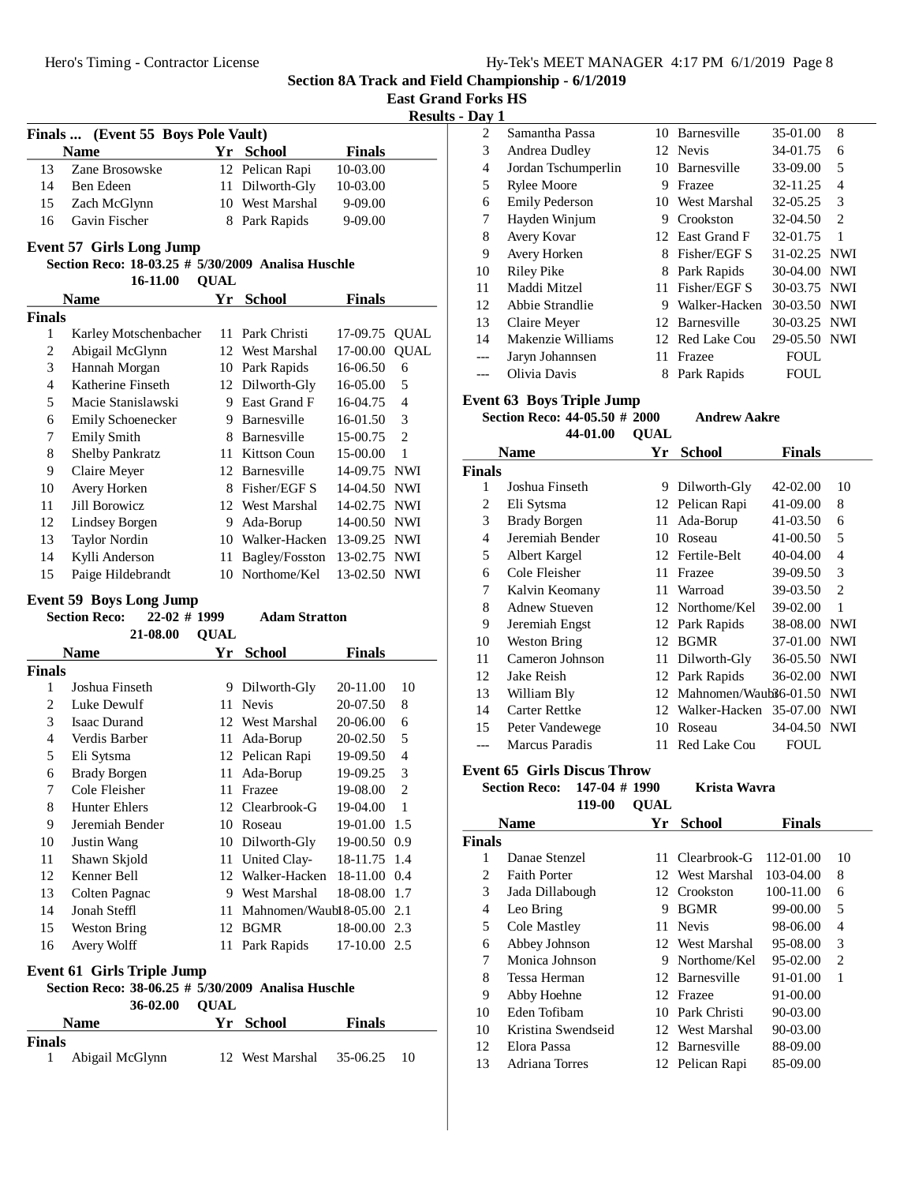## Section 8A Track and Field Championship - 6/1/2019

### East Grand Forks HS

### Results - Day 1

**Finals ... (Event 55 Boys Pole Vault)**

| | Name | Yr | School | Finals | |
|---|---|---|---|---|---|
| 13 | Zane Brosowske | 12 | Pelican Rapi | 10-03.00 | |
| 14 | Ben Edeen | 11 | Dilworth-Gly | 10-03.00 | |
| 15 | Zach McGlynn | 10 | West Marshal | 9-09.00 | |
| 16 | Gavin Fischer | 8 | Park Rapids | 9-09.00 | |

**Event 57 Girls Long Jump**

Section Reco: 18-03.25 # 5/30/2009 Analisa Huschle

16-11.00 QUAL

| | Name | Yr | School | Finals | |
|---|---|---|---|---|---|
| **Finals** | | | | | |
| 1 | Karley Motschenbacher | 11 | Park Christi | 17-09.75 | QUAL |
| 2 | Abigail McGlynn | 12 | West Marshal | 17-00.00 | QUAL |
| 3 | Hannah Morgan | 10 | Park Rapids | 16-06.50 | 6 |
| 4 | Katherine Finseth | 12 | Dilworth-Gly | 16-05.00 | 5 |
| 5 | Macie Stanislawski | 9 | East Grand F | 16-04.75 | 4 |
| 6 | Emily Schoenecker | 9 | Barnesville | 16-01.50 | 3 |
| 7 | Emily Smith | 8 | Barnesville | 15-00.75 | 2 |
| 8 | Shelby Pankratz | 11 | Kittson Coun | 15-00.00 | 1 |
| 9 | Claire Meyer | 12 | Barnesville | 14-09.75 | NWI |
| 10 | Avery Horken | 8 | Fisher/EGF S | 14-04.50 | NWI |
| 11 | Jill Borowicz | 12 | West Marshal | 14-02.75 | NWI |
| 12 | Lindsey Borgen | 9 | Ada-Borup | 14-00.50 | NWI |
| 13 | Taylor Nordin | 10 | Walker-Hacken | 13-09.25 | NWI |
| 14 | Kylli Anderson | 11 | Bagley/Fosston | 13-02.75 | NWI |
| 15 | Paige Hildebrandt | 10 | Northome/Kel | 13-02.50 | NWI |

**Event 59 Boys Long Jump**

Section Reco: 22-02 # 1999 Adam Stratton

21-08.00 QUAL

| | Name | Yr | School | Finals | |
|---|---|---|---|---|---|
| **Finals** | | | | | |
| 1 | Joshua Finseth | 9 | Dilworth-Gly | 20-11.00 | 10 |
| 2 | Luke Dewulf | 11 | Nevis | 20-07.50 | 8 |
| 3 | Isaac Durand | 12 | West Marshal | 20-06.00 | 6 |
| 4 | Verdis Barber | 11 | Ada-Borup | 20-02.50 | 5 |
| 5 | Eli Sytsma | 12 | Pelican Rapi | 19-09.50 | 4 |
| 6 | Brady Borgen | 11 | Ada-Borup | 19-09.25 | 3 |
| 7 | Cole Fleisher | 11 | Frazee | 19-08.00 | 2 |
| 8 | Hunter Ehlers | 12 | Clearbrook-G | 19-04.00 | 1 |
| 9 | Jeremiah Bender | 10 | Roseau | 19-01.00 | 1.5 |
| 10 | Justin Wang | 10 | Dilworth-Gly | 19-00.50 | 0.9 |
| 11 | Shawn Skjold | 11 | United Clay- | 18-11.75 | 1.4 |
| 12 | Kenner Bell | 12 | Walker-Hacken | 18-11.00 | 0.4 |
| 13 | Colten Pagnac | 9 | West Marshal | 18-08.00 | 1.7 |
| 14 | Jonah Steffl | 11 | Mahnomen/Waub | 18-05.00 | 2.1 |
| 15 | Weston Bring | 12 | BGMR | 18-00.00 | 2.3 |
| 16 | Avery Wolff | 11 | Park Rapids | 17-10.00 | 2.5 |

**Event 61 Girls Triple Jump**

Section Reco: 38-06.25 # 5/30/2009 Analisa Huschle

36-02.00 QUAL

| | Name | Yr | School | Finals | |
|---|---|---|---|---|---|
| **Finals** | | | | | |
| 1 | Abigail McGlynn | 12 | West Marshal | 35-06.25 | 10 |
| 2 | Samantha Passa | 10 | Barnesville | 35-01.00 | 8 |
| 3 | Andrea Dudley | 12 | Nevis | 34-01.75 | 6 |
| 4 | Jordan Tschumperlin | 10 | Barnesville | 33-09.00 | 5 |
| 5 | Rylee Moore | 9 | Frazee | 32-11.25 | 4 |
| 6 | Emily Pederson | 10 | West Marshal | 32-05.25 | 3 |
| 7 | Hayden Winjum | 9 | Crookston | 32-04.50 | 2 |
| 8 | Avery Kovar | 12 | East Grand F | 32-01.75 | 1 |
| 9 | Avery Horken | 8 | Fisher/EGF S | 31-02.25 | NWI |
| 10 | Riley Pike | 8 | Park Rapids | 30-04.00 | NWI |
| 11 | Maddi Mitzel | 11 | Fisher/EGF S | 30-03.75 | NWI |
| 12 | Abbie Strandlie | 9 | Walker-Hacken | 30-03.50 | NWI |
| 13 | Claire Meyer | 12 | Barnesville | 30-03.25 | NWI |
| 14 | Makenzie Williams | 12 | Red Lake Cou | 29-05.50 | NWI |
| --- | Jaryn Johannsen | 11 | Frazee | FOUL | |
| --- | Olivia Davis | 8 | Park Rapids | FOUL | |

**Event 63 Boys Triple Jump**

Section Reco: 44-05.50 # 2000 Andrew Aakre

44-01.00 QUAL

| | Name | Yr | School | Finals | |
|---|---|---|---|---|---|
| **Finals** | | | | | |
| 1 | Joshua Finseth | 9 | Dilworth-Gly | 42-02.00 | 10 |
| 2 | Eli Sytsma | 12 | Pelican Rapi | 41-09.00 | 8 |
| 3 | Brady Borgen | 11 | Ada-Borup | 41-03.50 | 6 |
| 4 | Jeremiah Bender | 10 | Roseau | 41-00.50 | 5 |
| 5 | Albert Kargel | 12 | Fertile-Belt | 40-04.00 | 4 |
| 6 | Cole Fleisher | 11 | Frazee | 39-09.50 | 3 |
| 7 | Kalvin Keomany | 11 | Warroad | 39-03.50 | 2 |
| 8 | Adnew Stueven | 12 | Northome/Kel | 39-02.00 | 1 |
| 9 | Jeremiah Engst | 12 | Park Rapids | 38-08.00 | NWI |
| 10 | Weston Bring | 12 | BGMR | 37-01.00 | NWI |
| 11 | Cameron Johnson | 11 | Dilworth-Gly | 36-05.50 | NWI |
| 12 | Jake Reish | 12 | Park Rapids | 36-02.00 | NWI |
| 13 | William Bly | 12 | Mahnomen/Waub | 36-01.50 | NWI |
| 14 | Carter Rettke | 12 | Walker-Hacken | 35-07.00 | NWI |
| 15 | Peter Vandewege | 10 | Roseau | 34-04.50 | NWI |
| --- | Marcus Paradis | 11 | Red Lake Cou | FOUL | |

**Event 65 Girls Discus Throw**

Section Reco: 147-04 # 1990 Krista Wavra

119-00 QUAL

| | Name | Yr | School | Finals | |
|---|---|---|---|---|---|
| **Finals** | | | | | |
| 1 | Danae Stenzel | 11 | Clearbrook-G | 112-01.00 | 10 |
| 2 | Faith Porter | 12 | West Marshal | 103-04.00 | 8 |
| 3 | Jada Dillabough | 12 | Crookston | 100-11.00 | 6 |
| 4 | Leo Bring | 9 | BGMR | 99-00.00 | 5 |
| 5 | Cole Mastley | 11 | Nevis | 98-06.00 | 4 |
| 6 | Abbey Johnson | 12 | West Marshal | 95-08.00 | 3 |
| 7 | Monica Johnson | 9 | Northome/Kel | 95-02.00 | 2 |
| 8 | Tessa Herman | 12 | Barnesville | 91-01.00 | 1 |
| 9 | Abby Hoehne | 12 | Frazee | 91-00.00 | |
| 10 | Eden Tofibam | 10 | Park Christi | 90-03.00 | |
| 10 | Kristina Swendseid | 12 | West Marshal | 90-03.00 | |
| 12 | Elora Passa | 12 | Barnesville | 88-09.00 | |
| 13 | Adriana Torres | 12 | Pelican Rapi | 85-09.00 | |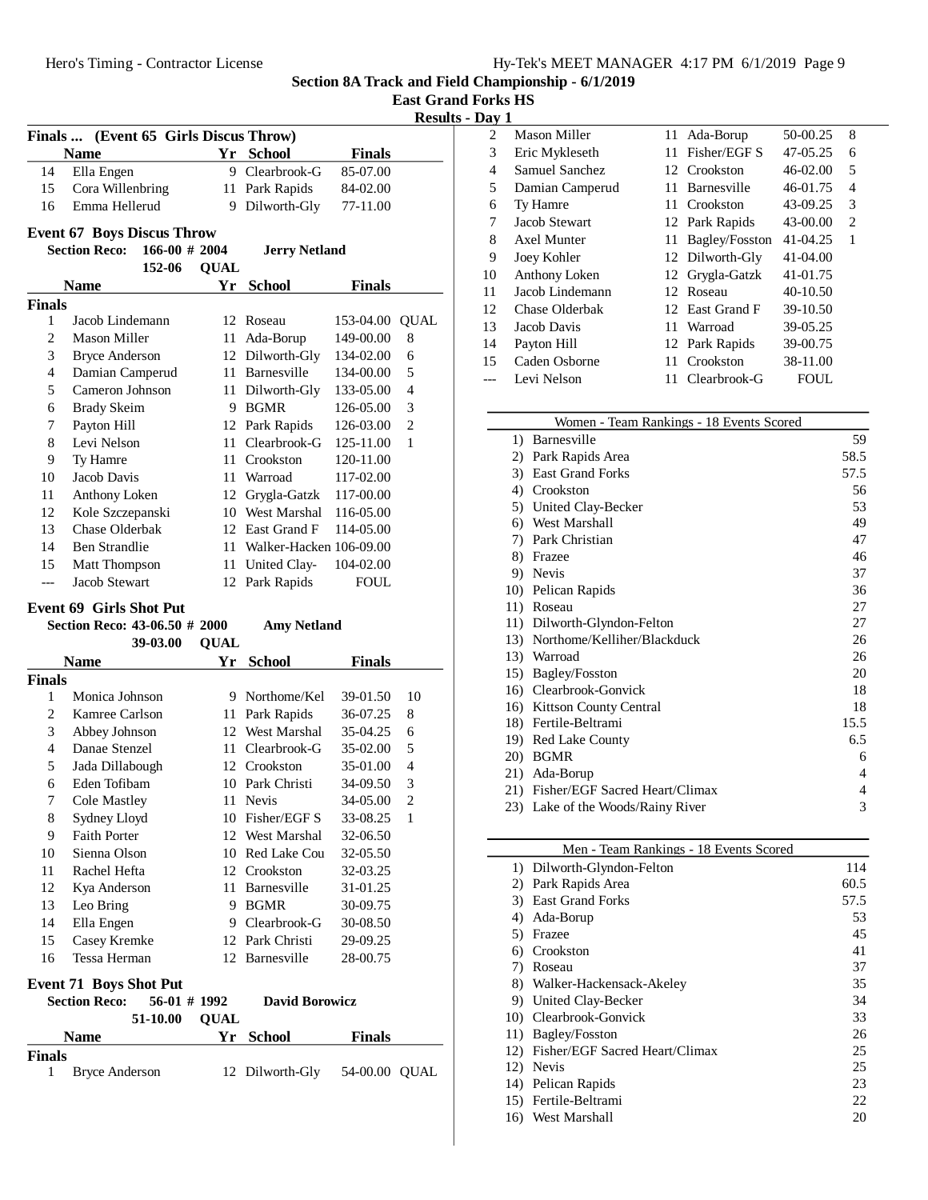## Section 8A Track and Field Championship - 6/1/2019

### East Grand Forks HS

### Results - Day 1

**Finals ... (Event 65 Girls Discus Throw)**

| | Name | Yr | School | Finals | |
|---|---|---|---|---|---|
| 14 | Ella Engen | 9 | Clearbrook-G | 85-07.00 | |
| 15 | Cora Willenbring | 11 | Park Rapids | 84-02.00 | |
| 16 | Emma Hellerud | 9 | Dilworth-Gly | 77-11.00 | |

**Event 67 Boys Discus Throw**

Section Reco: 166-00 # 2004 Jerry Netland
152-06 QUAL

| | Name | Yr | School | Finals | |
|---|---|---|---|---|---|
| **Finals** | | | | | |
| 1 | Jacob Lindemann | 12 | Roseau | 153-04.00 | QUAL |
| 2 | Mason Miller | 11 | Ada-Borup | 149-00.00 | 8 |
| 3 | Bryce Anderson | 12 | Dilworth-Gly | 134-02.00 | 6 |
| 4 | Damian Camperud | 11 | Barnesville | 134-00.00 | 5 |
| 5 | Cameron Johnson | 11 | Dilworth-Gly | 133-05.00 | 4 |
| 6 | Brady Skeim | 9 | BGMR | 126-05.00 | 3 |
| 7 | Payton Hill | 12 | Park Rapids | 126-03.00 | 2 |
| 8 | Levi Nelson | 11 | Clearbrook-G | 125-11.00 | 1 |
| 9 | Ty Hamre | 11 | Crookston | 120-11.00 | |
| 10 | Jacob Davis | 11 | Warroad | 117-02.00 | |
| 11 | Anthony Loken | 12 | Grygla-Gatzk | 117-00.00 | |
| 12 | Kole Szczepanski | 10 | West Marshal | 116-05.00 | |
| 13 | Chase Olderbak | 12 | East Grand F | 114-05.00 | |
| 14 | Ben Strandlie | 11 | Walker-Hacken | 106-09.00 | |
| 15 | Matt Thompson | 11 | United Clay- | 104-02.00 | |
| --- | Jacob Stewart | 12 | Park Rapids | FOUL | |

**Event 69 Girls Shot Put**

Section Reco: 43-06.50 # 2000 Amy Netland
39-03.00 QUAL

| | Name | Yr | School | Finals | |
|---|---|---|---|---|---|
| **Finals** | | | | | |
| 1 | Monica Johnson | 9 | Northome/Kel | 39-01.50 | 10 |
| 2 | Kamree Carlson | 11 | Park Rapids | 36-07.25 | 8 |
| 3 | Abbey Johnson | 12 | West Marshal | 35-04.25 | 6 |
| 4 | Danae Stenzel | 11 | Clearbrook-G | 35-02.00 | 5 |
| 5 | Jada Dillabough | 12 | Crookston | 35-01.00 | 4 |
| 6 | Eden Tofibam | 10 | Park Christi | 34-09.50 | 3 |
| 7 | Cole Mastley | 11 | Nevis | 34-05.00 | 2 |
| 8 | Sydney Lloyd | 10 | Fisher/EGF S | 33-08.25 | 1 |
| 9 | Faith Porter | 12 | West Marshal | 32-06.50 | |
| 10 | Sienna Olson | 10 | Red Lake Cou | 32-05.50 | |
| 11 | Rachel Hefta | 12 | Crookston | 32-03.25 | |
| 12 | Kya Anderson | 11 | Barnesville | 31-01.25 | |
| 13 | Leo Bring | 9 | BGMR | 30-09.75 | |
| 14 | Ella Engen | 9 | Clearbrook-G | 30-08.50 | |
| 15 | Casey Kremke | 12 | Park Christi | 29-09.25 | |
| 16 | Tessa Herman | 12 | Barnesville | 28-00.75 | |

**Event 71 Boys Shot Put**

Section Reco: 56-01 # 1992 David Borowicz
51-10.00 QUAL

| | Name | Yr | School | Finals | |
|---|---|---|---|---|---|
| **Finals** | | | | | |
| 1 | Bryce Anderson | 12 | Dilworth-Gly | 54-00.00 | QUAL |
| 2 | Mason Miller | 11 | Ada-Borup | 50-00.25 | 8 |
| 3 | Eric Mykleseth | 11 | Fisher/EGF S | 47-05.25 | 6 |
| 4 | Samuel Sanchez | 12 | Crookston | 46-02.00 | 5 |
| 5 | Damian Camperud | 11 | Barnesville | 46-01.75 | 4 |
| 6 | Ty Hamre | 11 | Crookston | 43-09.25 | 3 |
| 7 | Jacob Stewart | 12 | Park Rapids | 43-00.00 | 2 |
| 8 | Axel Munter | 11 | Bagley/Fosston | 41-04.25 | 1 |
| 9 | Joey Kohler | 12 | Dilworth-Gly | 41-04.00 | |
| 10 | Anthony Loken | 12 | Grygla-Gatzk | 41-01.75 | |
| 11 | Jacob Lindemann | 12 | Roseau | 40-10.50 | |
| 12 | Chase Olderbak | 12 | East Grand F | 39-10.50 | |
| 13 | Jacob Davis | 11 | Warroad | 39-05.25 | |
| 14 | Payton Hill | 12 | Park Rapids | 39-00.75 | |
| 15 | Caden Osborne | 11 | Crookston | 38-11.00 | |
| --- | Levi Nelson | 11 | Clearbrook-G | FOUL | |

**Women - Team Rankings - 18 Events Scored**

| Rank | Team | Points |
|---|---|---|
| 1) | Barnesville | 59 |
| 2) | Park Rapids Area | 58.5 |
| 3) | East Grand Forks | 57.5 |
| 4) | Crookston | 56 |
| 5) | United Clay-Becker | 53 |
| 6) | West Marshall | 49 |
| 7) | Park Christian | 47 |
| 8) | Frazee | 46 |
| 9) | Nevis | 37 |
| 10) | Pelican Rapids | 36 |
| 11) | Roseau | 27 |
| 11) | Dilworth-Glyndon-Felton | 27 |
| 13) | Northome/Kelliher/Blackduck | 26 |
| 13) | Warroad | 26 |
| 15) | Bagley/Fosston | 20 |
| 16) | Clearbrook-Gonvick | 18 |
| 16) | Kittson County Central | 18 |
| 18) | Fertile-Beltrami | 15.5 |
| 19) | Red Lake County | 6.5 |
| 20) | BGMR | 6 |
| 21) | Ada-Borup | 4 |
| 21) | Fisher/EGF Sacred Heart/Climax | 4 |
| 23) | Lake of the Woods/Rainy River | 3 |

**Men - Team Rankings - 18 Events Scored**

| Rank | Team | Points |
|---|---|---|
| 1) | Dilworth-Glyndon-Felton | 114 |
| 2) | Park Rapids Area | 60.5 |
| 3) | East Grand Forks | 57.5 |
| 4) | Ada-Borup | 53 |
| 5) | Frazee | 45 |
| 6) | Crookston | 41 |
| 7) | Roseau | 37 |
| 8) | Walker-Hackensack-Akeley | 35 |
| 9) | United Clay-Becker | 34 |
| 10) | Clearbrook-Gonvick | 33 |
| 11) | Bagley/Fosston | 26 |
| 12) | Fisher/EGF Sacred Heart/Climax | 25 |
| 12) | Nevis | 25 |
| 14) | Pelican Rapids | 23 |
| 15) | Fertile-Beltrami | 22 |
| 16) | West Marshall | 20 |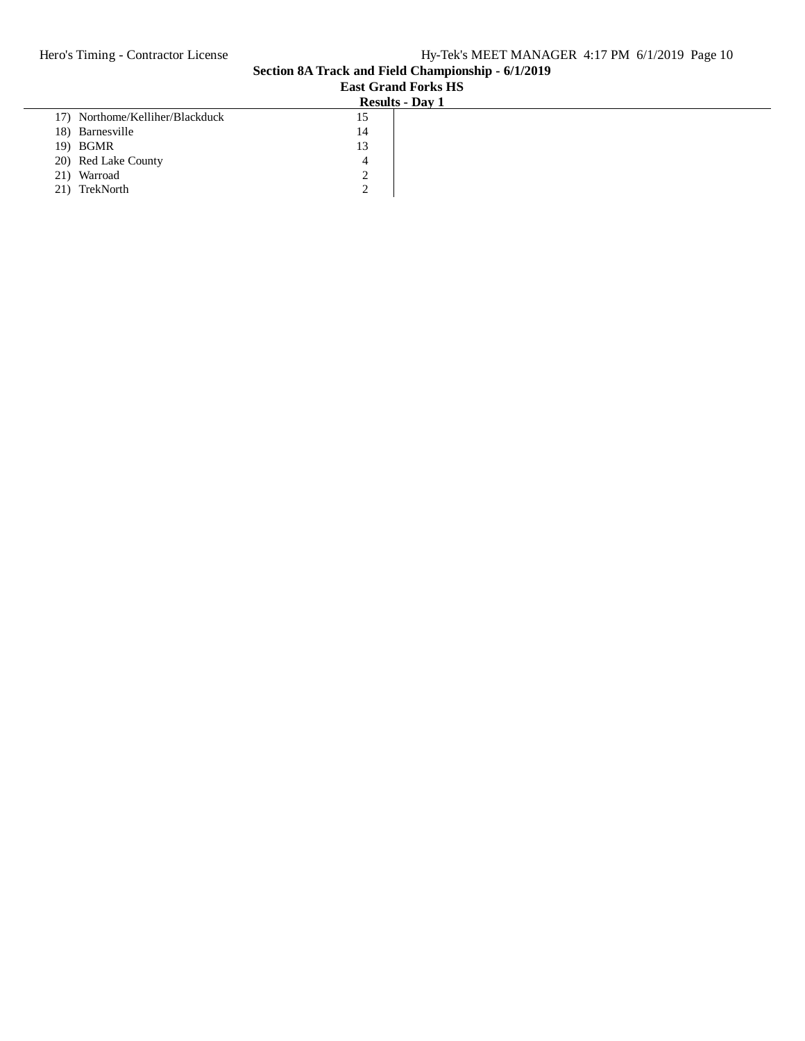| | | |
|---|---|---|
| 17) | Northome/Kelliher/Blackduck | 15 |
| 18) | Barnesville | 14 |
| 19) | BGMR | 13 |
| 20) | Red Lake County | 4 |
| 21) | Warroad | 2 |
| 21) | TrekNorth | 2 |